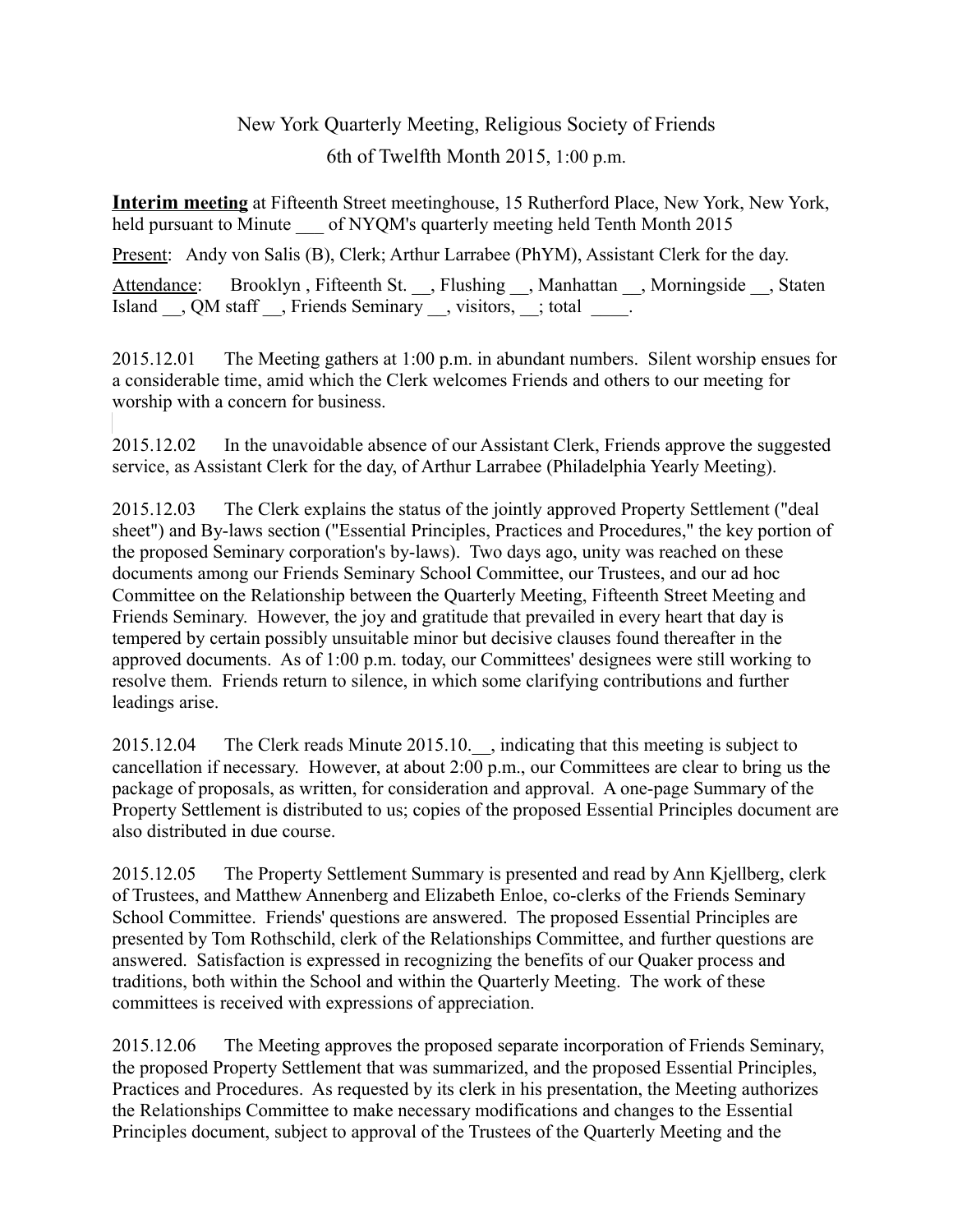New York Quarterly Meeting, Religious Society of Friends

6th of Twelfth Month 2015, 1:00 p.m.

**Interim meeting** at Fifteenth Street meetinghouse, 15 Rutherford Place, New York, New York, held pursuant to Minute ___ of NYQM's quarterly meeting held Tenth Month 2015

Present: Andy von Salis (B), Clerk; Arthur Larrabee (PhYM), Assistant Clerk for the day.

Attendance: Brooklyn , Fifteenth St. __, Flushing __, Manhattan __, Morningside __, Staten Island __, QM staff __, Friends Seminary __, visitors, __; total ____.

2015.12.01 The Meeting gathers at 1:00 p.m. in abundant numbers. Silent worship ensues for a considerable time, amid which the Clerk welcomes Friends and others to our meeting for worship with a concern for business.

2015.12.02 In the unavoidable absence of our Assistant Clerk, Friends approve the suggested service, as Assistant Clerk for the day, of Arthur Larrabee (Philadelphia Yearly Meeting).

2015.12.03 The Clerk explains the status of the jointly approved Property Settlement ("deal sheet") and By-laws section ("Essential Principles, Practices and Procedures," the key portion of the proposed Seminary corporation's by-laws). Two days ago, unity was reached on these documents among our Friends Seminary School Committee, our Trustees, and our ad hoc Committee on the Relationship between the Quarterly Meeting, Fifteenth Street Meeting and Friends Seminary. However, the joy and gratitude that prevailed in every heart that day is tempered by certain possibly unsuitable minor but decisive clauses found thereafter in the approved documents. As of 1:00 p.m. today, our Committees' designees were still working to resolve them. Friends return to silence, in which some clarifying contributions and further leadings arise.

2015.12.04 The Clerk reads Minute 2015.10.__, indicating that this meeting is subject to cancellation if necessary. However, at about 2:00 p.m., our Committees are clear to bring us the package of proposals, as written, for consideration and approval. A one-page Summary of the Property Settlement is distributed to us; copies of the proposed Essential Principles document are also distributed in due course.

2015.12.05 The Property Settlement Summary is presented and read by Ann Kjellberg, clerk of Trustees, and Matthew Annenberg and Elizabeth Enloe, co-clerks of the Friends Seminary School Committee. Friends' questions are answered. The proposed Essential Principles are presented by Tom Rothschild, clerk of the Relationships Committee, and further questions are answered. Satisfaction is expressed in recognizing the benefits of our Quaker process and traditions, both within the School and within the Quarterly Meeting. The work of these committees is received with expressions of appreciation.

2015.12.06 The Meeting approves the proposed separate incorporation of Friends Seminary, the proposed Property Settlement that was summarized, and the proposed Essential Principles, Practices and Procedures. As requested by its clerk in his presentation, the Meeting authorizes the Relationships Committee to make necessary modifications and changes to the Essential Principles document, subject to approval of the Trustees of the Quarterly Meeting and the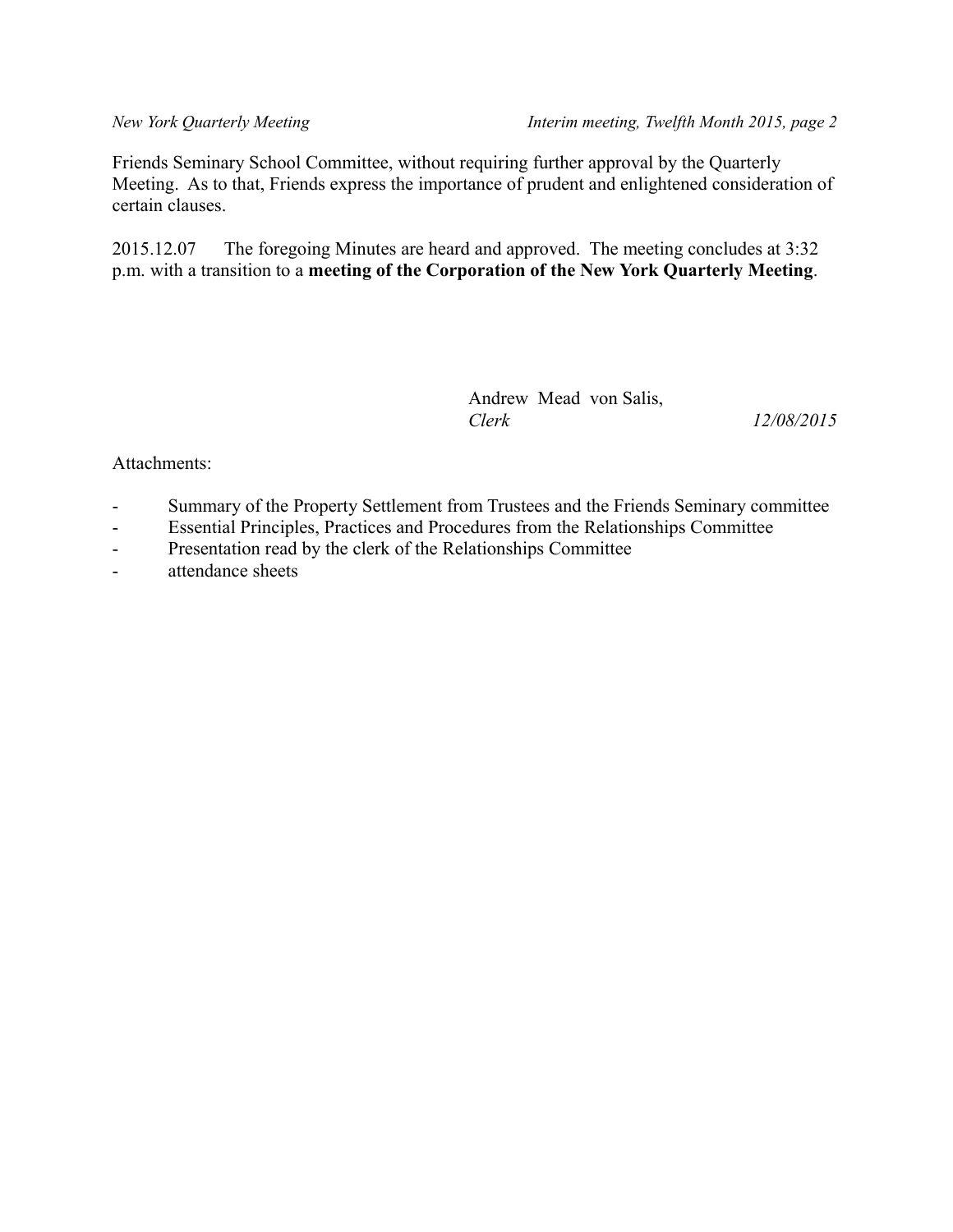Friends Seminary School Committee, without requiring further approval by the Quarterly Meeting. As to that, Friends express the importance of prudent and enlightened consideration of certain clauses.

2015.12.07 The foregoing Minutes are heard and approved. The meeting concludes at 3:32 p.m. with a transition to a **meeting of the Corporation of the New York Quarterly Meeting**.

Andrew Mead von Salis,
*Clerk* *12/08/2015*

Attachments:

- Summary of the Property Settlement from Trustees and the Friends Seminary committee
- Essential Principles, Practices and Procedures from the Relationships Committee
- Presentation read by the clerk of the Relationships Committee
- attendance sheets